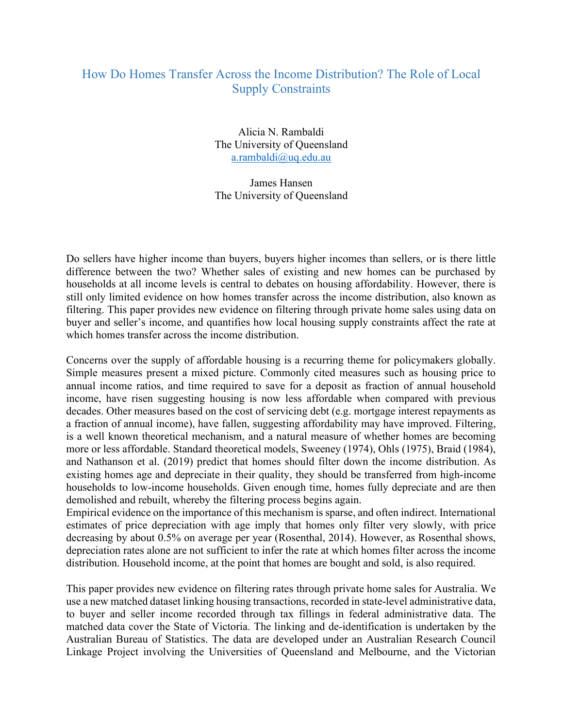# How Do Homes Transfer Across the Income Distribution? The Role of Local Supply Constraints

Alicia N. Rambaldi
The University of Queensland
a.rambaldi@uq.edu.au

James Hansen
The University of Queensland

Do sellers have higher income than buyers, buyers higher incomes than sellers, or is there little difference between the two? Whether sales of existing and new homes can be purchased by households at all income levels is central to debates on housing affordability. However, there is still only limited evidence on how homes transfer across the income distribution, also known as filtering. This paper provides new evidence on filtering through private home sales using data on buyer and seller's income, and quantifies how local housing supply constraints affect the rate at which homes transfer across the income distribution.

Concerns over the supply of affordable housing is a recurring theme for policymakers globally. Simple measures present a mixed picture. Commonly cited measures such as housing price to annual income ratios, and time required to save for a deposit as fraction of annual household income, have risen suggesting housing is now less affordable when compared with previous decades. Other measures based on the cost of servicing debt (e.g. mortgage interest repayments as a fraction of annual income), have fallen, suggesting affordability may have improved. Filtering, is a well known theoretical mechanism, and a natural measure of whether homes are becoming more or less affordable. Standard theoretical models, Sweeney (1974), Ohls (1975), Braid (1984), and Nathanson et al. (2019) predict that homes should filter down the income distribution. As existing homes age and depreciate in their quality, they should be transferred from high-income households to low-income households. Given enough time, homes fully depreciate and are then demolished and rebuilt, whereby the filtering process begins again.
Empirical evidence on the importance of this mechanism is sparse, and often indirect. International estimates of price depreciation with age imply that homes only filter very slowly, with price decreasing by about 0.5% on average per year (Rosenthal, 2014). However, as Rosenthal shows, depreciation rates alone are not sufficient to infer the rate at which homes filter across the income distribution. Household income, at the point that homes are bought and sold, is also required.

This paper provides new evidence on filtering rates through private home sales for Australia. We use a new matched dataset linking housing transactions, recorded in state-level administrative data, to buyer and seller income recorded through tax fillings in federal administrative data. The matched data cover the State of Victoria. The linking and de-identification is undertaken by the Australian Bureau of Statistics. The data are developed under an Australian Research Council Linkage Project involving the Universities of Queensland and Melbourne, and the Victorian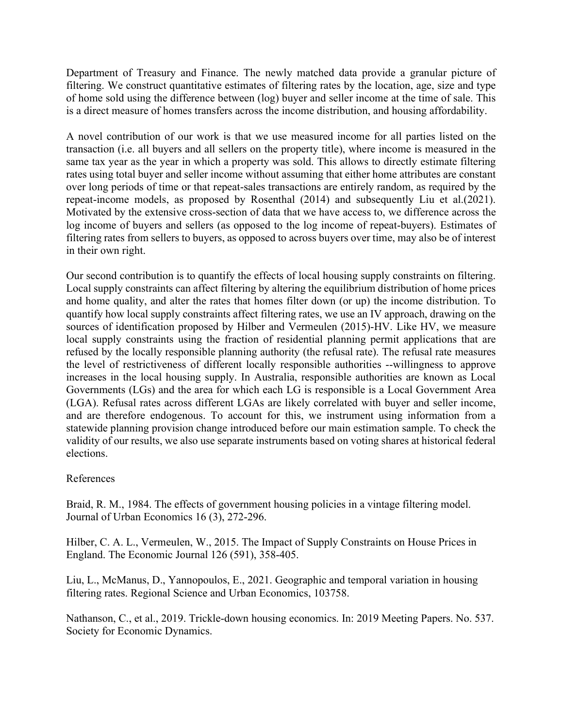Department of Treasury and Finance. The newly matched data provide a granular picture of filtering. We construct quantitative estimates of filtering rates by the location, age, size and type of home sold using the difference between (log) buyer and seller income at the time of sale. This is a direct measure of homes transfers across the income distribution, and housing affordability.

A novel contribution of our work is that we use measured income for all parties listed on the transaction (i.e. all buyers and all sellers on the property title), where income is measured in the same tax year as the year in which a property was sold. This allows to directly estimate filtering rates using total buyer and seller income without assuming that either home attributes are constant over long periods of time or that repeat-sales transactions are entirely random, as required by the repeat-income models, as proposed by Rosenthal (2014) and subsequently Liu et al.(2021). Motivated by the extensive cross-section of data that we have access to, we difference across the log income of buyers and sellers (as opposed to the log income of repeat-buyers). Estimates of filtering rates from sellers to buyers, as opposed to across buyers over time, may also be of interest in their own right.

Our second contribution is to quantify the effects of local housing supply constraints on filtering. Local supply constraints can affect filtering by altering the equilibrium distribution of home prices and home quality, and alter the rates that homes filter down (or up) the income distribution. To quantify how local supply constraints affect filtering rates, we use an IV approach, drawing on the sources of identification proposed by Hilber and Vermeulen (2015)-HV. Like HV, we measure local supply constraints using the fraction of residential planning permit applications that are refused by the locally responsible planning authority (the refusal rate). The refusal rate measures the level of restrictiveness of different locally responsible authorities --willingness to approve increases in the local housing supply. In Australia, responsible authorities are known as Local Governments (LGs) and the area for which each LG is responsible is a Local Government Area (LGA). Refusal rates across different LGAs are likely correlated with buyer and seller income, and are therefore endogenous. To account for this, we instrument using information from a statewide planning provision change introduced before our main estimation sample. To check the validity of our results, we also use separate instruments based on voting shares at historical federal elections.

References

Braid, R. M., 1984. The effects of government housing policies in a vintage filtering model. Journal of Urban Economics 16 (3), 272-296.

Hilber, C. A. L., Vermeulen, W., 2015. The Impact of Supply Constraints on House Prices in England. The Economic Journal 126 (591), 358-405.

Liu, L., McManus, D., Yannopoulos, E., 2021. Geographic and temporal variation in housing filtering rates. Regional Science and Urban Economics, 103758.

Nathanson, C., et al., 2019. Trickle-down housing economics. In: 2019 Meeting Papers. No. 537. Society for Economic Dynamics.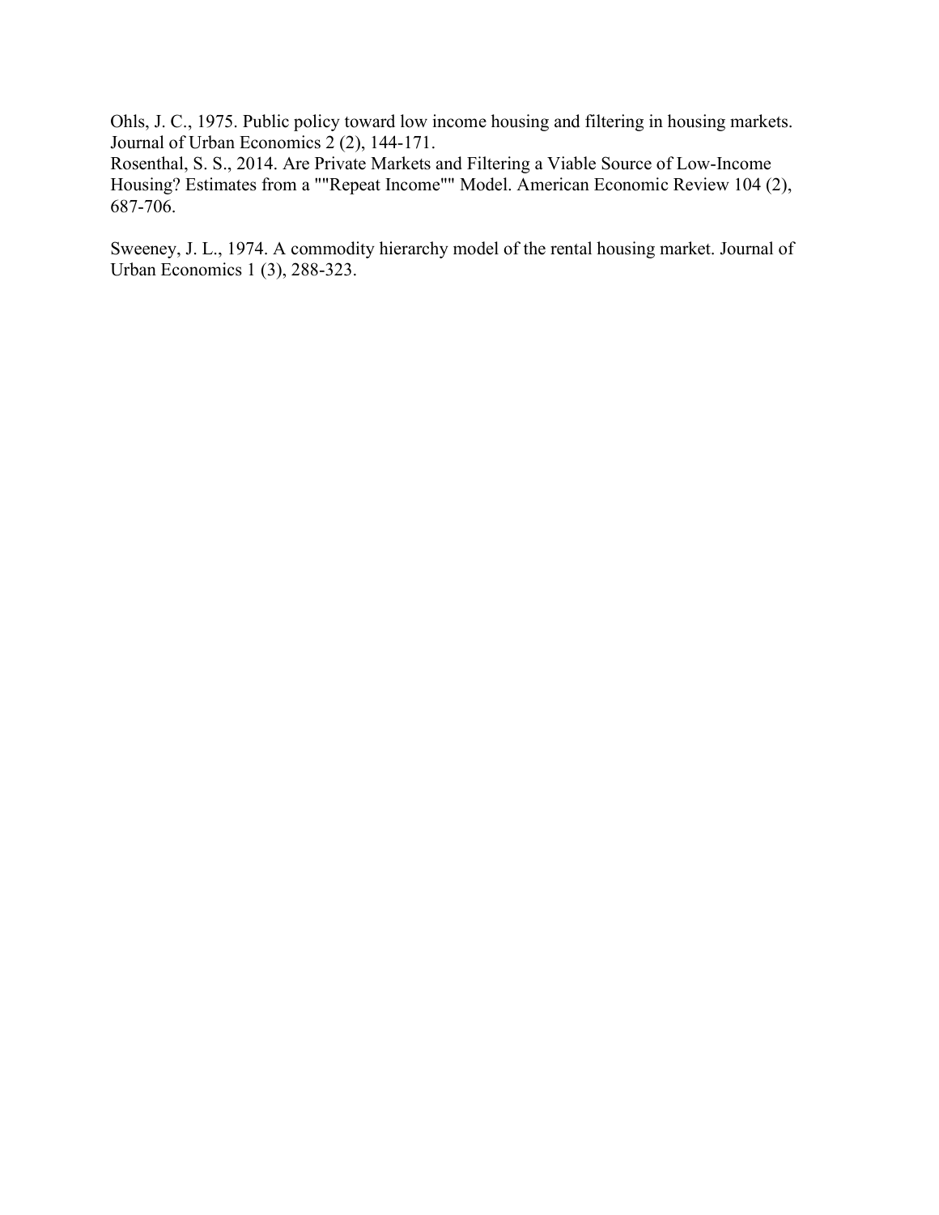Ohls, J. C., 1975. Public policy toward low income housing and filtering in housing markets. Journal of Urban Economics 2 (2), 144-171.

Rosenthal, S. S., 2014. Are Private Markets and Filtering a Viable Source of Low-Income Housing? Estimates from a ""Repeat Income"" Model. American Economic Review 104 (2), 687-706.

Sweeney, J. L., 1974. A commodity hierarchy model of the rental housing market. Journal of Urban Economics 1 (3), 288-323.